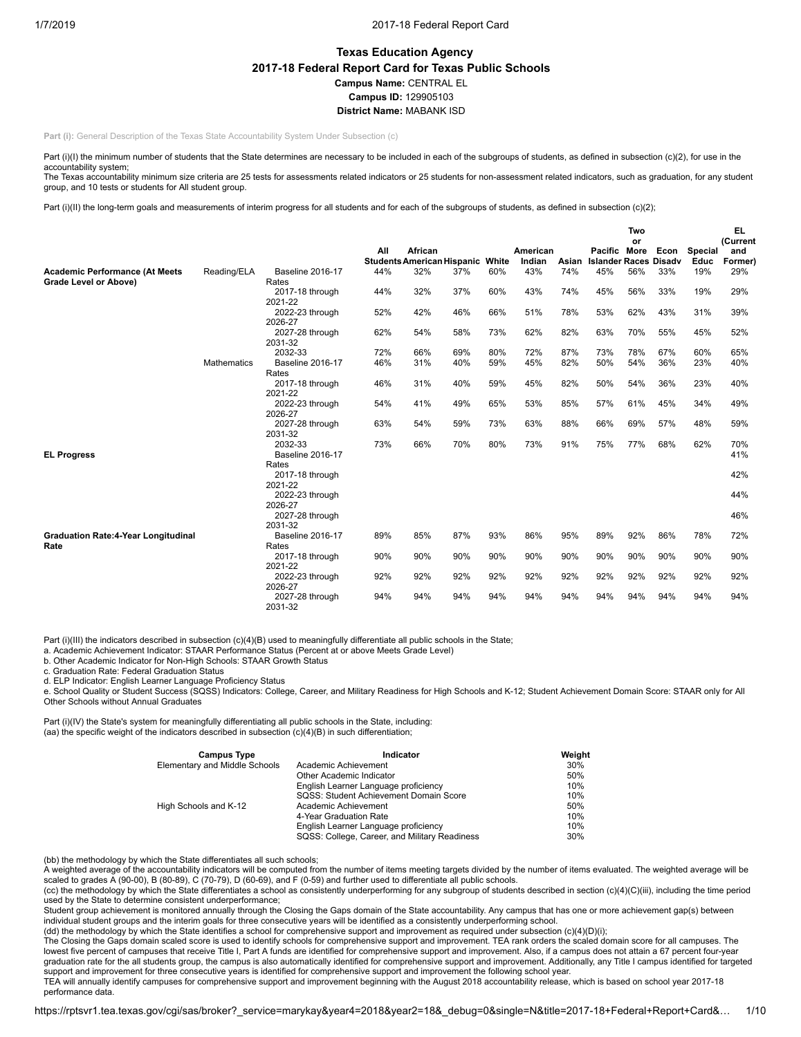# Texas Education Agency

## 2017-18 Federal Report Card for Texas Public Schools

**Campus Name:** CENTRAL EL

**Campus ID:** 129905103

**District Name:** MABANK ISD

**Part (i):** General Description of the Texas State Accountability System Under Subsection (c)

Part (i)(I) the minimum number of students that the State determines are necessary to be included in each of the subgroups of students, as defined in subsection (c)(2), for use in the accountability system;

The Texas accountability minimum size criteria are 25 tests for assessments related indicators or 25 students for non-assessment related indicators, such as graduation, for any student group, and 10 tests or students for All student group.

Part (i)(II) the long-term goals and measurements of interim progress for all students and for each of the subgroups of students, as defined in subsection (c)(2);

| | | | All Students | African American | Hispanic | White | American Indian | Asian | Pacific Islander | Two or More Races | Econ Disadv | Special Educ | EL (Current and Former) |
|---|---|---|---|---|---|---|---|---|---|---|---|---|---|
| **Academic Performance (At Meets Grade Level or Above)** | Reading/ELA | Baseline 2016-17 Rates | 44% | 32% | 37% | 60% | 43% | 74% | 45% | 56% | 33% | 19% | 29% |
| | | 2017-18 through 2021-22 | 44% | 32% | 37% | 60% | 43% | 74% | 45% | 56% | 33% | 19% | 29% |
| | | 2022-23 through 2026-27 | 52% | 42% | 46% | 66% | 51% | 78% | 53% | 62% | 43% | 31% | 39% |
| | | 2027-28 through 2031-32 | 62% | 54% | 58% | 73% | 62% | 82% | 63% | 70% | 55% | 45% | 52% |
| | | 2032-33 | 72% | 66% | 69% | 80% | 72% | 87% | 73% | 78% | 67% | 60% | 65% |
| | Mathematics | Baseline 2016-17 Rates | 46% | 31% | 40% | 59% | 45% | 82% | 50% | 54% | 36% | 23% | 40% |
| | | 2017-18 through 2021-22 | 46% | 31% | 40% | 59% | 45% | 82% | 50% | 54% | 36% | 23% | 40% |
| | | 2022-23 through 2026-27 | 54% | 41% | 49% | 65% | 53% | 85% | 57% | 61% | 45% | 34% | 49% |
| | | 2027-28 through 2031-32 | 63% | 54% | 59% | 73% | 63% | 88% | 66% | 69% | 57% | 48% | 59% |
| | | 2032-33 | 73% | 66% | 70% | 80% | 73% | 91% | 75% | 77% | 68% | 62% | 70% |
| **EL Progress** | | Baseline 2016-17 Rates | | | | | | | | | | | 41% |
| | | 2017-18 through 2021-22 | | | | | | | | | | | 42% |
| | | 2022-23 through 2026-27 | | | | | | | | | | | 44% |
| | | 2027-28 through 2031-32 | | | | | | | | | | | 46% |
| **Graduation Rate:4-Year Longitudinal Rate** | | Baseline 2016-17 Rates | 89% | 85% | 87% | 93% | 86% | 95% | 89% | 92% | 86% | 78% | 72% |
| | | 2017-18 through 2021-22 | 90% | 90% | 90% | 90% | 90% | 90% | 90% | 90% | 90% | 90% | 90% |
| | | 2022-23 through 2026-27 | 92% | 92% | 92% | 92% | 92% | 92% | 92% | 92% | 92% | 92% | 92% |
| | | 2027-28 through 2031-32 | 94% | 94% | 94% | 94% | 94% | 94% | 94% | 94% | 94% | 94% | 94% |

Part (i)(III) the indicators described in subsection (c)(4)(B) used to meaningfully differentiate all public schools in the State;

a. Academic Achievement Indicator: STAAR Performance Status (Percent at or above Meets Grade Level)

b. Other Academic Indicator for Non-High Schools: STAAR Growth Status

c. Graduation Rate: Federal Graduation Status

d. ELP Indicator: English Learner Language Proficiency Status

e. School Quality or Student Success (SQSS) Indicators: College, Career, and Military Readiness for High Schools and K-12; Student Achievement Domain Score: STAAR only for All Other Schools without Annual Graduates

Part (i)(IV) the State's system for meaningfully differentiating all public schools in the State, including:

(aa) the specific weight of the indicators described in subsection (c)(4)(B) in such differentiation;

| Campus Type | Indicator | Weight |
|---|---|---|
| Elementary and Middle Schools | Academic Achievement | 30% |
| | Other Academic Indicator | 50% |
| | English Learner Language proficiency | 10% |
| | SQSS: Student Achievement Domain Score | 10% |
| High Schools and K-12 | Academic Achievement | 50% |
| | 4-Year Graduation Rate | 10% |
| | English Learner Language proficiency | 10% |
| | SQSS: College, Career, and Military Readiness | 30% |

(bb) the methodology by which the State differentiates all such schools;

A weighted average of the accountability indicators will be computed from the number of items meeting targets divided by the number of items evaluated. The weighted average will be scaled to grades A (90-00), B (80-89), C (70-79), D (60-69), and F (0-59) and further used to differentiate all public schools.

(cc) the methodology by which the State differentiates a school as consistently underperforming for any subgroup of students described in section (c)(4)(C)(iii), including the time period used by the State to determine consistent underperformance;

Student group achievement is monitored annually through the Closing the Gaps domain of the State accountability. Any campus that has one or more achievement gap(s) between individual student groups and the interim goals for three consecutive years will be identified as a consistently underperforming school.

(dd) the methodology by which the State identifies a school for comprehensive support and improvement as required under subsection (c)(4)(D)(i);

The Closing the Gaps domain scaled score is used to identify schools for comprehensive support and improvement. TEA rank orders the scaled domain score for all campuses. The lowest five percent of campuses that receive Title I, Part A funds are identified for comprehensive support and improvement. Also, if a campus does not attain a 67 percent four-year graduation rate for the all students group, the campus is also automatically identified for comprehensive support and improvement. Additionally, any Title I campus identified for targeted support and improvement for three consecutive years is identified for comprehensive support and improvement the following school year.

TEA will annually identify campuses for comprehensive support and improvement beginning with the August 2018 accountability release, which is based on school year 2017-18 performance data.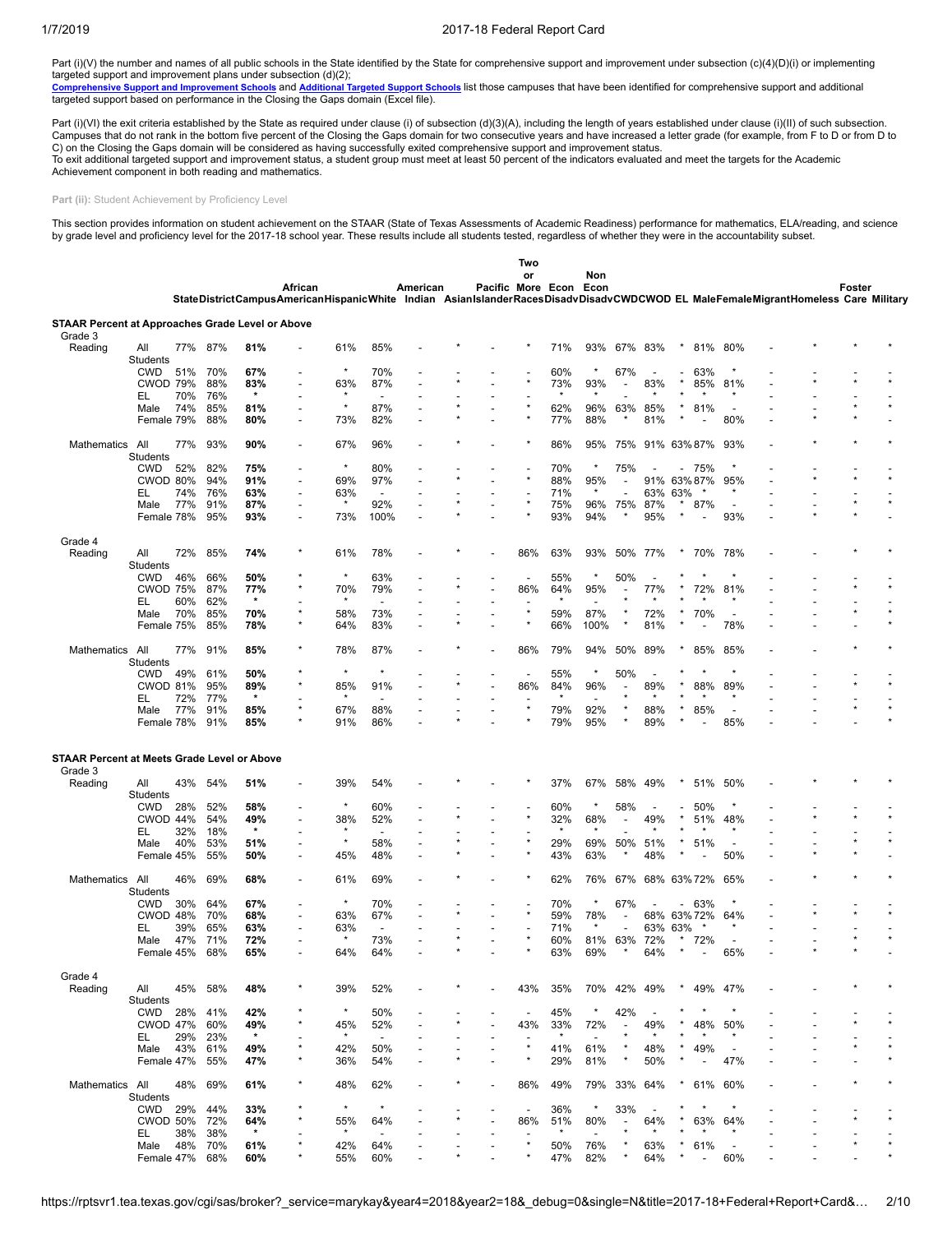Part (i)(V) the number and names of all public schools in the State identified by the State for comprehensive support and improvement under subsection (c)(4)(D)(i) or implementing targeted support and improvement plans under subsection (d)(2);

**Comprehensive Support and Improvement Schools** and **Additional Targeted Support Schools** list those campuses that have been identified for comprehensive support and additional targeted support based on performance in the Closing the Gaps domain (Excel file).

Part (i)(VI) the exit criteria established by the State as required under clause (i) of subsection (d)(3)(A), including the length of years established under clause (i)(II) of such subsection. Campuses that do not rank in the bottom five percent of the Closing the Gaps domain for two consecutive years and have increased a letter grade (for example, from F to D or from D to C) on the Closing the Gaps domain will be considered as having successfully exited comprehensive support and improvement status.
To exit additional targeted support and improvement status, a student group must meet at least 50 percent of the indicators evaluated and meet the targets for the Academic Achievement component in both reading and mathematics.

**Part (ii):** Student Achievement by Proficiency Level

This section provides information on student achievement on the STAAR (State of Texas Assessments of Academic Readiness) performance for mathematics, ELA/reading, and science by grade level and proficiency level for the 2017-18 school year. These results include all students tested, regardless of whether they were in the accountability subset.

| | | | State | District | Campus | African American | Hispanic | White | American Indian | Asian | Pacific Islander | Two or More Races | Econ Disadv | Non Econ Disadv | CWD | CWOD | EL | Male | Female | Migrant | Homeless | Foster Care | Military |
|---|---|---|---|---|---|---|---|---|---|---|---|---|---|---|---|---|---|---|---|---|---|---|---|
| **STAAR Percent at Approaches Grade Level or Above** | | | | | | | | | | | | | | | | | | | | | | | |
| Grade 3 | Reading | All Students | 77% | 87% | **81%** | - | 61% | 85% | - | * | - | * | 71% | 93% | 67% | 83% | * | 81% | 80% | - | * | * | * |
| | | CWD | 51% | 70% | **67%** | - | * | 70% | - | - | - | - | 60% | * | 67% | - | - | 63% | * | - | - | - | - |
| | | CWOD | 79% | 88% | **83%** | - | 63% | 87% | - | * | - | * | 73% | 93% | - | 83% | * | 85% | 81% | - | * | * | * |
| | | EL | 70% | 76% | * | - | * | - | - | - | - | - | * | * | - | * | * | * | * | - | - | - | - |
| | | Male | 74% | 85% | **81%** | - | * | 87% | - | * | - | * | 62% | 96% | 63% | 85% | * | 81% | - | - | - | * | * |
| | | Female | 79% | 88% | **80%** | - | 73% | 82% | - | * | - | * | 77% | 88% | * | 81% | * | - | 80% | - | * | * | - |
| | Mathematics | All Students | 77% | 93% | **90%** | - | 67% | 96% | - | * | - | * | 86% | 95% | 75% | 91% | 63% | 87% | 93% | - | * | * | * |
| | | CWD | 52% | 82% | **75%** | - | * | 80% | - | - | - | - | 70% | * | 75% | - | - | 75% | * | - | - | - | - |
| | | CWOD | 80% | 94% | **91%** | - | 69% | 97% | - | * | - | * | 88% | 95% | - | 91% | 63% | 87% | 95% | - | * | * | * |
| | | EL | 74% | 76% | **63%** | - | 63% | - | - | - | - | - | 71% | * | - | 63% | 63% | * | * | - | - | - | - |
| | | Male | 77% | 91% | **87%** | - | * | 92% | - | * | - | * | 75% | 96% | 75% | 87% | * | 87% | - | - | - | * | * |
| | | Female | 78% | 95% | **93%** | - | 73% | 100% | - | * | - | * | 93% | 94% | * | 95% | * | - | 93% | - | * | * | - |
| Grade 4 | Reading | All Students | 72% | 85% | **74%** | * | 61% | 78% | - | * | - | 86% | 63% | 93% | 50% | 77% | * | 70% | 78% | - | - | * | * |
| | | CWD | 46% | 66% | **50%** | * | * | 63% | - | - | - | - | 55% | * | 50% | - | * | * | * | - | - | - | - |
| | | CWOD | 75% | 87% | **77%** | * | 70% | 79% | - | * | - | 86% | 64% | 95% | - | 77% | * | 72% | 81% | - | - | * | * |
| | | EL | 60% | 62% | * | - | * | - | - | - | - | - | * | - | * | * | * | * | * | - | - | - | - |
| | | Male | 70% | 85% | **70%** | * | 58% | 73% | - | - | - | * | 59% | 87% | * | 72% | * | 70% | - | - | - | * | * |
| | | Female | 75% | 85% | **78%** | * | 64% | 83% | - | * | - | * | 66% | 100% | * | 81% | * | - | 78% | - | - | - | * |
| | Mathematics | All Students | 77% | 91% | **85%** | * | 78% | 87% | - | * | - | 86% | 79% | 94% | 50% | 89% | * | 85% | 85% | - | - | * | * |
| | | CWD | 49% | 61% | **50%** | * | * | * | - | - | - | - | 55% | * | 50% | - | * | * | * | - | - | - | - |
| | | CWOD | 81% | 95% | **89%** | * | 85% | 91% | - | * | - | 86% | 84% | 96% | - | 89% | * | 88% | 89% | - | - | * | * |
| | | EL | 72% | 77% | * | - | * | - | - | - | - | - | * | - | * | * | * | * | * | - | - | - | - |
| | | Male | 77% | 91% | **85%** | * | 67% | 88% | - | - | - | * | 79% | 92% | * | 88% | * | 85% | - | - | - | * | * |
| | | Female | 78% | 91% | **85%** | * | 91% | 86% | - | * | - | * | 79% | 95% | * | 89% | * | - | 85% | - | - | - | * |
| **STAAR Percent at Meets Grade Level or Above** | | | | | | | | | | | | | | | | | | | | | | | |
| Grade 3 | Reading | All Students | 43% | 54% | **51%** | - | 39% | 54% | - | * | - | * | 37% | 67% | 58% | 49% | * | 51% | 50% | - | * | * | * |
| | | CWD | 28% | 52% | **58%** | - | * | 60% | - | - | - | - | 60% | * | 58% | - | - | 50% | * | - | - | - | - |
| | | CWOD | 44% | 54% | **49%** | - | 38% | 52% | - | * | - | * | 32% | 68% | - | 49% | * | 51% | 48% | - | * | * | * |
| | | EL | 32% | 18% | * | - | * | - | - | - | - | - | * | * | - | * | * | * | * | - | - | - | - |
| | | Male | 40% | 53% | **51%** | - | * | 58% | - | * | - | * | 29% | 69% | 50% | 51% | * | 51% | - | - | - | * | * |
| | | Female | 45% | 55% | **50%** | - | 45% | 48% | - | * | - | * | 43% | 63% | * | 48% | * | - | 50% | - | * | * | - |
| | Mathematics | All Students | 46% | 69% | **68%** | - | 61% | 69% | - | * | - | * | 62% | 76% | 67% | 68% | 63% | 72% | 65% | - | * | * | * |
| | | CWD | 30% | 64% | **67%** | - | * | 70% | - | - | - | - | 70% | * | 67% | - | - | 63% | * | - | - | - | - |
| | | CWOD | 48% | 70% | **68%** | - | 63% | 67% | - | * | - | * | 59% | 78% | - | 68% | 63% | 72% | 64% | - | * | * | * |
| | | EL | 39% | 65% | **63%** | - | 63% | - | - | - | - | - | 71% | * | - | 63% | 63% | * | * | - | - | - | - |
| | | Male | 47% | 71% | **72%** | - | * | 73% | - | * | - | * | 60% | 81% | 63% | 72% | * | 72% | - | - | - | * | * |
| | | Female | 45% | 68% | **65%** | - | 64% | 64% | - | * | - | * | 63% | 69% | * | 64% | * | - | 65% | - | * | * | - |
| Grade 4 | Reading | All Students | 45% | 58% | **48%** | * | 39% | 52% | - | * | - | 43% | 35% | 70% | 42% | 49% | * | 49% | 47% | - | - | * | * |
| | | CWD | 28% | 41% | **42%** | * | * | 50% | - | - | - | - | 45% | * | 42% | - | * | * | * | - | - | - | - |
| | | CWOD | 47% | 60% | **49%** | * | 45% | 52% | - | * | - | 43% | 33% | 72% | - | 49% | * | 48% | 50% | - | - | * | * |
| | | EL | 29% | 23% | * | - | * | - | - | - | - | - | * | - | * | * | * | * | * | - | - | - | - |
| | | Male | 43% | 61% | **49%** | * | 42% | 50% | - | - | - | * | 41% | 61% | * | 48% | * | 49% | - | - | - | * | * |
| | | Female | 47% | 55% | **47%** | * | 36% | 54% | - | * | - | * | 29% | 81% | * | 50% | * | - | 47% | - | - | - | * |
| | Mathematics | All Students | 48% | 69% | **61%** | * | 48% | 62% | - | * | - | 86% | 49% | 79% | 33% | 64% | * | 61% | 60% | - | - | * | * |
| | | CWD | 29% | 44% | **33%** | * | * | * | - | - | - | - | 36% | * | 33% | - | * | * | * | - | - | - | - |
| | | CWOD | 50% | 72% | **64%** | * | 55% | 64% | - | * | - | 86% | 51% | 80% | - | 64% | * | 63% | 64% | - | - | * | * |
| | | EL | 38% | 38% | * | - | * | - | - | - | - | - | * | - | * | * | * | * | * | - | - | - | - |
| | | Male | 48% | 70% | **61%** | * | 42% | 64% | - | - | - | * | 50% | 76% | * | 63% | * | 61% | - | - | - | * | * |
| | | Female | 47% | 68% | **60%** | * | 55% | 60% | - | * | - | * | 47% | 82% | * | 64% | * | - | 60% | - | - | - | * |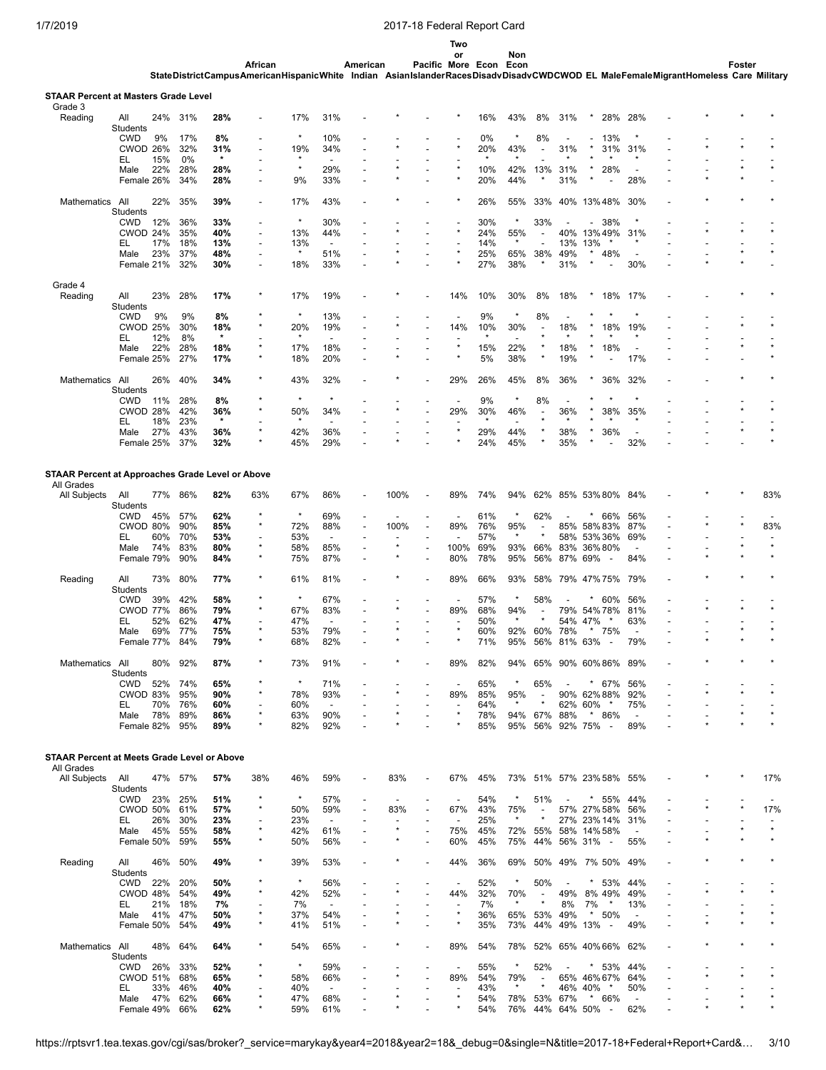## STAAR Percent at Masters Grade Level

### Grade 3

| Subject | Group | State | District | Campus | African American | Hispanic | White | American Indian | Asian | Pacific Islander | Two or More Races | Econ Disadv | Non Econ Disadv | CWD | CWOD | EL | Male | Female | Migrant | Homeless | Foster Care | Military |
|---|---|---|---|---|---|---|---|---|---|---|---|---|---|---|---|---|---|---|---|---|---|---|
| Reading | All Students | 24% | 31% | **28%** | - | 17% | 31% | - | * | - | * | 16% | 43% | 8% | 31% | * | 28% | 28% | - | * | * | * |
| | CWD | 9% | 17% | **8%** | - | * | 10% | - | - | - | - | 0% | * | 8% | - | - | 13% | * | - | - | - | - |
| | CWOD | 26% | 32% | **31%** | - | 19% | 34% | - | * | - | * | 20% | 43% | - | 31% | * | 31% | 31% | - | * | * | * |
| | EL | 15% | 0% | * | - | - | - | - | - | - | - | * | * | - | * | * | * | * | - | - | - | - |
| | Male | 22% | 28% | **28%** | - | * | 29% | - | * | - | * | 10% | 42% | 13% | 31% | * | 28% | - | - | - | * | * |
| | Female | 26% | 34% | **28%** | - | 9% | 33% | - | * | - | * | 20% | 44% | * | 31% | * | - | 28% | - | * | * | - |
| Mathematics | All Students | 22% | 35% | **39%** | - | 17% | 43% | - | * | - | * | 26% | 55% | 33% | 40% | 13% | 48% | 30% | - | * | * | * |
| | CWD | 12% | 36% | **33%** | - | * | 30% | - | - | - | - | 30% | * | 33% | - | - | 38% | * | - | - | - | - |
| | CWOD | 24% | 35% | **40%** | - | 13% | 44% | - | * | - | * | 24% | 55% | - | 40% | 13% | 49% | 31% | - | * | * | * |
| | EL | 17% | 18% | **13%** | - | 13% | - | - | - | - | - | 14% | * | - | 13% | 13% | * | * | - | - | - | - |
| | Male | 23% | 37% | **48%** | - | * | 51% | - | * | - | * | 25% | 65% | 38% | 49% | * | 48% | - | - | - | * | * |
| | Female | 21% | 32% | **30%** | - | 18% | 33% | - | * | - | * | 27% | 38% | * | 31% | * | - | 30% | - | * | * | - |

### Grade 4

| Subject | Group | State | District | Campus | African American | Hispanic | White | American Indian | Asian | Pacific Islander | Two or More Races | Econ Disadv | Non Econ Disadv | CWD | CWOD | EL | Male | Female | Migrant | Homeless | Foster Care | Military |
|---|---|---|---|---|---|---|---|---|---|---|---|---|---|---|---|---|---|---|---|---|---|---|
| Reading | All Students | 23% | 28% | **17%** | * | 17% | 19% | - | * | - | 14% | 10% | 30% | 8% | 18% | * | 18% | 17% | - | - | * | * |
| | CWD | 9% | 9% | **8%** | * | * | 13% | - | - | - | - | 9% | * | 8% | - | * | * | * | - | - | - | - |
| | CWOD | 25% | 30% | **18%** | * | 20% | 19% | - | * | - | 14% | 10% | 30% | - | 18% | * | 18% | 19% | - | - | * | * |
| | EL | 12% | 8% | * | - | * | - | - | - | - | - | * | - | * | * | * | * | * | - | - | - | - |
| | Male | 22% | 28% | **18%** | * | 17% | 18% | - | - | - | * | 15% | 22% | * | 18% | * | 18% | - | - | - | * | * |
| | Female | 25% | 27% | **17%** | * | 18% | 20% | - | * | - | * | 5% | 38% | * | 19% | * | - | 17% | - | - | - | * |
| Mathematics | All Students | 26% | 40% | **34%** | * | 43% | 32% | - | * | - | 29% | 26% | 45% | 8% | 36% | * | 36% | 32% | - | - | * | * |
| | CWD | 11% | 28% | **8%** | * | * | * | - | - | - | - | 9% | * | 8% | - | * | * | * | - | - | - | - |
| | CWOD | 28% | 42% | **36%** | * | 50% | 34% | - | * | - | 29% | 30% | 46% | - | 36% | * | 38% | 35% | - | - | * | * |
| | EL | 18% | 23% | * | - | * | - | - | - | - | - | * | - | * | * | * | * | * | - | - | - | - |
| | Male | 27% | 43% | **36%** | * | 42% | 36% | - | - | - | * | 29% | 44% | * | 38% | * | 36% | - | - | - | * | * |
| | Female | 25% | 37% | **32%** | * | 45% | 29% | - | * | - | * | 24% | 45% | * | 35% | * | - | 32% | - | - | - | * |

## STAAR Percent at Approaches Grade Level or Above

### All Grades

| Subject | Group | State | District | Campus | African American | Hispanic | White | American Indian | Asian | Pacific Islander | Two or More Races | Econ Disadv | Non Econ Disadv | CWD | CWOD | EL | Male | Female | Migrant | Homeless | Foster Care | Military |
|---|---|---|---|---|---|---|---|---|---|---|---|---|---|---|---|---|---|---|---|---|---|---|
| All Subjects | All Students | 77% | 86% | **82%** | 63% | 67% | 86% | - | 100% | - | 89% | 74% | 94% | 62% | 85% | 53% | 80% | 84% | - | * | * | 83% |
| | CWD | 45% | 57% | **62%** | * | * | 69% | - | - | - | - | 61% | * | 62% | - | * | 66% | 56% | - | - | - | - |
| | CWOD | 80% | 90% | **85%** | * | 72% | 88% | - | 100% | - | 89% | 76% | 95% | - | 85% | 58% | 83% | 87% | - | * | * | 83% |
| | EL | 60% | 70% | **53%** | - | 53% | - | - | - | - | - | 57% | * | * | 58% | 53% | 36% | 69% | - | - | - | - |
| | Male | 74% | 83% | **80%** | * | 58% | 85% | - | * | - | 100% | 69% | 93% | 66% | 83% | 36% | 80% | - | - | - | * | * |
| | Female | 79% | 90% | **84%** | * | 75% | 87% | - | * | - | 80% | 78% | 95% | 56% | 87% | 69% | - | 84% | - | * | * | * |
| Reading | All Students | 73% | 80% | **77%** | * | 61% | 81% | - | * | - | 89% | 66% | 93% | 58% | 79% | 47% | 75% | 79% | - | * | * | * |
| | CWD | 39% | 42% | **58%** | * | * | 67% | - | - | - | - | 57% | * | 58% | - | * | 60% | 56% | - | - | - | - |
| | CWOD | 77% | 86% | **79%** | * | 67% | 83% | - | * | - | 89% | 68% | 94% | - | 79% | 54% | 78% | 81% | - | * | * | * |
| | EL | 52% | 62% | **47%** | - | 47% | - | - | - | - | - | 50% | * | * | 54% | 47% | * | 63% | - | - | - | - |
| | Male | 69% | 77% | **75%** | * | 53% | 79% | - | * | - | * | 60% | 92% | 60% | 78% | * | 75% | - | - | - | * | * |
| | Female | 77% | 84% | **79%** | * | 68% | 82% | - | * | - | * | 71% | 95% | 56% | 81% | 63% | - | 79% | - | * | * | * |
| Mathematics | All Students | 80% | 92% | **87%** | * | 73% | 91% | - | * | - | 89% | 82% | 94% | 65% | 90% | 60% | 86% | 89% | - | * | * | * |
| | CWD | 52% | 74% | **65%** | * | * | 71% | - | - | - | - | 65% | * | 65% | - | * | 67% | 56% | - | - | - | - |
| | CWOD | 83% | 95% | **90%** | * | 78% | 93% | - | * | - | 89% | 85% | 95% | - | 90% | 62% | 88% | 92% | - | * | * | * |
| | EL | 70% | 76% | **60%** | - | 60% | - | - | - | - | - | 64% | * | * | 62% | 60% | * | 75% | - | - | - | - |
| | Male | 78% | 89% | **86%** | * | 63% | 90% | - | * | - | * | 78% | 94% | 67% | 88% | * | 86% | - | - | - | * | * |
| | Female | 82% | 95% | **89%** | * | 82% | 92% | - | * | - | * | 85% | 95% | 56% | 92% | 75% | - | 89% | - | * | * | * |

## STAAR Percent at Meets Grade Level or Above

### All Grades

| Subject | Group | State | District | Campus | African American | Hispanic | White | American Indian | Asian | Pacific Islander | Two or More Races | Econ Disadv | Non Econ Disadv | CWD | CWOD | EL | Male | Female | Migrant | Homeless | Foster Care | Military |
|---|---|---|---|---|---|---|---|---|---|---|---|---|---|---|---|---|---|---|---|---|---|---|
| All Subjects | All Students | 47% | 57% | **57%** | 38% | 46% | 59% | - | 83% | - | 67% | 45% | 73% | 51% | 57% | 23% | 58% | 55% | - | * | * | 17% |
| | CWD | 23% | 25% | **51%** | * | * | 57% | - | - | - | - | 54% | * | 51% | - | * | 55% | 44% | - | - | - | - |
| | CWOD | 50% | 61% | **57%** | * | 50% | 59% | - | 83% | - | 67% | 43% | 75% | - | 57% | 27% | 58% | 56% | - | * | * | 17% |
| | EL | 26% | 30% | **23%** | - | 23% | - | - | - | - | - | 25% | * | * | 27% | 23% | 14% | 31% | - | - | - | - |
| | Male | 45% | 55% | **58%** | * | 42% | 61% | - | * | - | 75% | 45% | 72% | 55% | 58% | 14% | 58% | - | - | - | * | * |
| | Female | 50% | 59% | **55%** | * | 50% | 56% | - | * | - | 60% | 45% | 75% | 44% | 56% | 31% | - | 55% | - | * | * | * |
| Reading | All Students | 46% | 50% | **49%** | * | 39% | 53% | - | * | - | 44% | 36% | 69% | 50% | 49% | 7% | 50% | 49% | - | * | * | * |
| | CWD | 22% | 20% | **50%** | * | * | 56% | - | - | - | - | 52% | * | 50% | - | * | 53% | 44% | - | - | - | - |
| | CWOD | 48% | 54% | **49%** | * | 42% | 52% | - | * | - | 44% | 32% | 70% | - | 49% | 8% | 49% | 49% | - | * | * | * |
| | EL | 21% | 18% | **7%** | - | 7% | - | - | - | - | - | 7% | * | * | 8% | 7% | * | 13% | - | - | - | - |
| | Male | 41% | 47% | **50%** | * | 37% | 54% | - | * | - | * | 36% | 65% | 53% | 49% | * | 50% | - | - | - | * | * |
| | Female | 50% | 54% | **49%** | * | 41% | 51% | - | * | - | * | 35% | 73% | 44% | 49% | 13% | - | 49% | - | * | * | * |
| Mathematics | All Students | 48% | 64% | **64%** | * | 54% | 65% | - | * | - | 89% | 54% | 78% | 52% | 65% | 40% | 66% | 62% | - | * | * | * |
| | CWD | 26% | 33% | **52%** | * | * | 59% | - | - | - | - | 55% | * | 52% | - | * | 53% | 44% | - | - | - | - |
| | CWOD | 51% | 68% | **65%** | * | 58% | 66% | - | * | - | 89% | 54% | 79% | - | 65% | 46% | 67% | 64% | - | * | * | * |
| | EL | 33% | 46% | **40%** | - | 40% | - | - | - | - | - | 43% | * | * | 46% | 40% | * | 50% | - | - | - | - |
| | Male | 47% | 62% | **66%** | * | 47% | 68% | - | * | - | * | 54% | 78% | 53% | 67% | * | 66% | - | - | - | * | * |
| | Female | 49% | 66% | **62%** | * | 59% | 61% | - | * | - | * | 54% | 76% | 44% | 64% | 50% | - | 62% | - | * | * | * |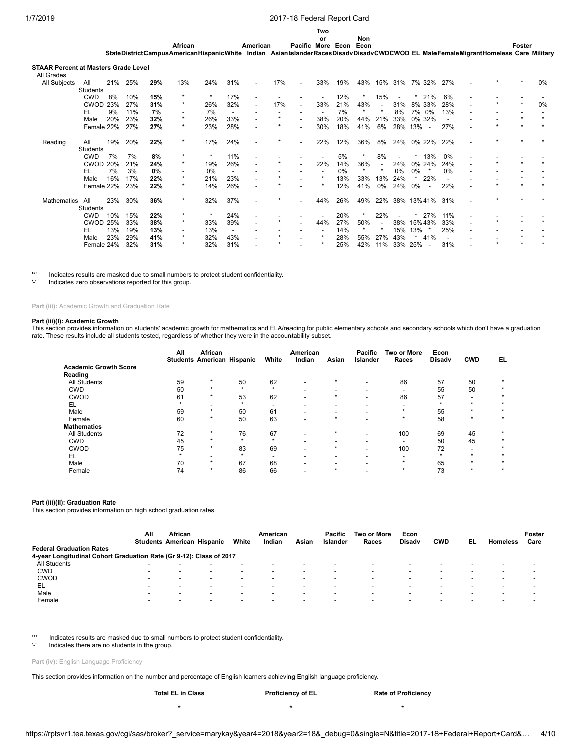| | | State | District | Campus | African American | Hispanic | White | American Indian | Asian | Pacific Islander | Two or More Races | Econ Disadv | Non Econ Disadv | CWD | CWOD | EL | Male | Female | Migrant | Homeless | Foster Care | Military |
|---|---|---|---|---|---|---|---|---|---|---|---|---|---|---|---|---|---|---|---|---|---|---|
| **STAAR Percent at Masters Grade Level** | | | | | | | | | | | | | | | | | | | | | | |
| All Grades | | | | | | | | | | | | | | | | | | | | | | |
| All Subjects | All Students | 21% | 25% | **29%** | 13% | 24% | 31% | - | 17% | - | 33% | 19% | 43% | 15% | 31% | 7% | 32% | 27% | - | * | * | 0% |
| | CWD | 8% | 10% | **15%** | * | * | 17% | - | - | - | - | 12% | * | 15% | - | * | 21% | 6% | - | - | - | - |
| | CWOD | 23% | 27% | **31%** | * | 26% | 32% | - | 17% | - | 33% | 21% | 43% | - | 31% | 8% | 33% | 28% | - | * | * | 0% |
| | EL | 9% | 11% | **7%** | - | 7% | - | - | - | - | - | 7% | * | * | 8% | 7% | 0% | 13% | - | - | - | - |
| | Male | 20% | 23% | **32%** | * | 26% | 33% | - | * | - | 38% | 20% | 44% | 21% | 33% | 0% | 32% | - | - | - | * | * |
| | Female | 22% | 27% | **27%** | * | 23% | 28% | - | * | - | 30% | 18% | 41% | 6% | 28% | 13% | - | 27% | - | * | * | * |
| Reading | All Students | 19% | 20% | **22%** | * | 17% | 24% | - | * | - | 22% | 12% | 36% | 8% | 24% | 0% | 22% | 22% | - | * | * | * |
| | CWD | 7% | 7% | **8%** | * | * | 11% | - | - | - | - | 5% | * | 8% | - | * | 13% | 0% | - | - | - | - |
| | CWOD | 20% | 21% | **24%** | * | 19% | 26% | - | * | - | 22% | 14% | 36% | - | 24% | 0% | 24% | 24% | - | * | * | * |
| | EL | 7% | 3% | **0%** | - | 0% | - | - | - | - | - | 0% | * | * | 0% | 0% | * | 0% | - | - | - | - |
| | Male | 16% | 17% | **22%** | * | 21% | 23% | - | * | - | * | 13% | 33% | 13% | 24% | * | 22% | - | - | - | * | * |
| | Female | 22% | 23% | **22%** | * | 14% | 26% | - | * | - | * | 12% | 41% | 0% | 24% | 0% | - | 22% | - | * | * | * |
| Mathematics | All Students | 23% | 30% | **36%** | * | 32% | 37% | - | * | - | 44% | 26% | 49% | 22% | 38% | 13% | 41% | 31% | - | * | * | * |
| | CWD | 10% | 15% | **22%** | * | * | 24% | - | - | - | - | 20% | * | 22% | - | * | 27% | 11% | - | - | - | - |
| | CWOD | 25% | 33% | **38%** | * | 33% | 39% | - | * | - | 44% | 27% | 50% | - | 38% | 15% | 43% | 33% | - | * | * | * |
| | EL | 13% | 19% | **13%** | - | 13% | - | - | - | - | - | 14% | * | * | 15% | 13% | * | 25% | - | - | - | - |
| | Male | 23% | 29% | **41%** | * | 32% | 43% | - | * | - | * | 28% | 55% | 27% | 43% | * | 41% | - | - | - | * | * |
| | Female | 24% | 32% | **31%** | * | 32% | 31% | - | * | - | * | 25% | 42% | 11% | 33% | 25% | - | 31% | - | * | * | * |

'*' Indicates results are masked due to small numbers to protect student confidentiality.
'-' Indicates zero observations reported for this group.

**Part (iii):** Academic Growth and Graduation Rate

#### Part (iii)(I): Academic Growth

This section provides information on students' academic growth for mathematics and ELA/reading for public elementary schools and secondary schools which don't have a graduation rate. These results include all students tested, regardless of whether they were in the accountability subset.

| | All Students | African American | Hispanic | White | American Indian | Asian | Pacific Islander | Two or More Races | Econ Disadv | CWD | EL |
|---|---|---|---|---|---|---|---|---|---|---|---|
| **Academic Growth Score** | | | | | | | | | | | |
| **Reading** | | | | | | | | | | | |
| All Students | 59 | * | 50 | 62 | - | * | - | 86 | 57 | 50 | * |
| CWD | 50 | * | * | * | - | - | - | - | 55 | 50 | * |
| CWOD | 61 | * | 53 | 62 | - | * | - | 86 | 57 | - | * |
| EL | * | - | * | - | - | - | - | - | * | * | * |
| Male | 59 | * | 50 | 61 | - | - | - | * | 55 | * | * |
| Female | 60 | * | 50 | 63 | - | * | - | * | 58 | * | * |
| **Mathematics** | | | | | | | | | | | |
| All Students | 72 | * | 76 | 67 | - | * | - | 100 | 69 | 45 | * |
| CWD | 45 | * | * | * | - | - | - | - | 50 | 45 | * |
| CWOD | 75 | * | 83 | 69 | - | * | - | 100 | 72 | - | * |
| EL | * | - | * | - | - | - | - | - | * | * | * |
| Male | 70 | * | 67 | 68 | - | - | - | * | 65 | * | * |
| Female | 74 | * | 86 | 66 | - | * | - | * | 73 | * | * |

#### Part (iii)(II): Graduation Rate

This section provides information on high school graduation rates.

| | All Students | African American | Hispanic | White | American Indian | Asian | Pacific Islander | Two or More Races | Econ Disadv | CWD | EL | Homeless | Foster Care |
|---|---|---|---|---|---|---|---|---|---|---|---|---|---|
| **Federal Graduation Rates** | | | | | | | | | | | | | |
| **4-year Longitudinal Cohort Graduation Rate (Gr 9-12): Class of 2017** | | | | | | | | | | | | | |
| All Students | - | - | - | - | - | - | - | - | - | - | - | - | - |
| CWD | - | - | - | - | - | - | - | - | - | - | - | - | - |
| CWOD | - | - | - | - | - | - | - | - | - | - | - | - | - |
| EL | - | - | - | - | - | - | - | - | - | - | - | - | - |
| Male | - | - | - | - | - | - | - | - | - | - | - | - | - |
| Female | - | - | - | - | - | - | - | - | - | - | - | - | - |

'*' Indicates results are masked due to small numbers to protect student confidentiality.
'-' Indicates there are no students in the group.

**Part (iv):** English Language Proficiency

This section provides information on the number and percentage of English learners achieving English language proficiency.

| Total EL in Class | Proficiency of EL | Rate of Proficiency |
|---|---|---|
| * | * | * |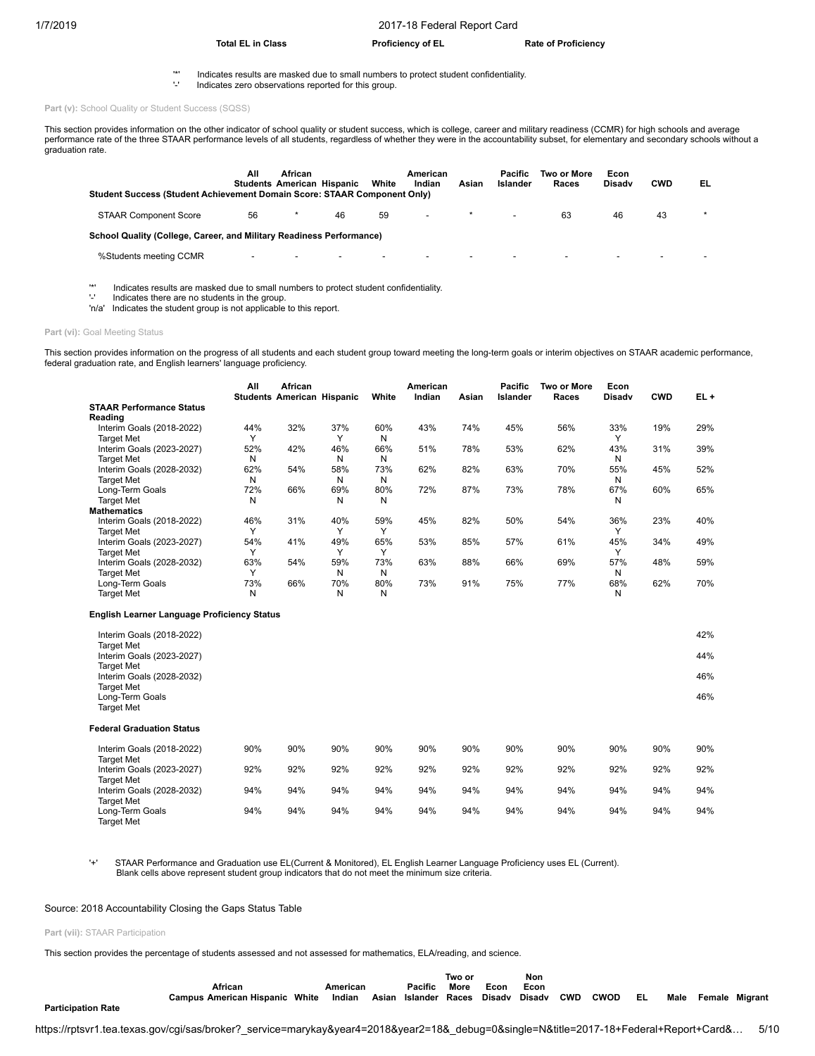| Total EL in Class | Proficiency of EL | Rate of Proficiency |
|---|---|---|

'*' Indicates results are masked due to small numbers to protect student confidentiality.
'-' Indicates zero observations reported for this group.

**Part (v):** School Quality or Student Success (SQSS)

This section provides information on the other indicator of school quality or student success, which is college, career and military readiness (CCMR) for high schools and average performance rate of the three STAAR performance levels of all students, regardless of whether they were in the accountability subset, for elementary and secondary schools without a graduation rate.

| | All Students | African American | Hispanic | White | American Indian | Asian | Pacific Islander | Two or More Races | Econ Disadv | CWD | EL |
|---|---|---|---|---|---|---|---|---|---|---|---|
| **Student Success (Student Achievement Domain Score: STAAR Component Only)** | | | | | | | | | | | |
| STAAR Component Score | 56 | * | 46 | 59 | - | * | - | 63 | 46 | 43 | * |
| **School Quality (College, Career, and Military Readiness Performance)** | | | | | | | | | | | |
| %Students meeting CCMR | - | - | - | - | - | - | - | - | - | - | - |

'*' Indicates results are masked due to small numbers to protect student confidentiality.
'-' Indicates there are no students in the group.
'n/a' Indicates the student group is not applicable to this report.

**Part (vi):** Goal Meeting Status

This section provides information on the progress of all students and each student group toward meeting the long-term goals or interim objectives on STAAR academic performance, federal graduation rate, and English learners' language proficiency.

| | All Students | African American | Hispanic | White | American Indian | Asian | Pacific Islander | Two or More Races | Econ Disadv | CWD | EL + |
|---|---|---|---|---|---|---|---|---|---|---|---|
| **STAAR Performance Status** | | | | | | | | | | | |
| **Reading** | | | | | | | | | | | |
| Interim Goals (2018-2022) | 44% | 32% | 37% | 60% | 43% | 74% | 45% | 56% | 33% | 19% | 29% |
| Target Met | Y | | Y | N | | | | | Y | | |
| Interim Goals (2023-2027) | 52% | 42% | 46% | 66% | 51% | 78% | 53% | 62% | 43% | 31% | 39% |
| Target Met | N | | N | N | | | | | N | | |
| Interim Goals (2028-2032) | 62% | 54% | 58% | 73% | 62% | 82% | 63% | 70% | 55% | 45% | 52% |
| Target Met | N | | N | N | | | | | N | | |
| Long-Term Goals | 72% | 66% | 69% | 80% | 72% | 87% | 73% | 78% | 67% | 60% | 65% |
| Target Met | N | | N | N | | | | | N | | |
| **Mathematics** | | | | | | | | | | | |
| Interim Goals (2018-2022) | 46% | 31% | 40% | 59% | 45% | 82% | 50% | 54% | 36% | 23% | 40% |
| Target Met | Y | | Y | Y | | | | | Y | | |
| Interim Goals (2023-2027) | 54% | 41% | 49% | 65% | 53% | 85% | 57% | 61% | 45% | 34% | 49% |
| Target Met | Y | | Y | Y | | | | | Y | | |
| Interim Goals (2028-2032) | 63% | 54% | 59% | 73% | 63% | 88% | 66% | 69% | 57% | 48% | 59% |
| Target Met | Y | | N | N | | | | | N | | |
| Long-Term Goals | 73% | 66% | 70% | 80% | 73% | 91% | 75% | 77% | 68% | 62% | 70% |
| Target Met | N | | N | N | | | | | N | | |
| **English Learner Language Proficiency Status** | | | | | | | | | | | |
| Interim Goals (2018-2022) | | | | | | | | | | | 42% |
| Target Met | | | | | | | | | | | |
| Interim Goals (2023-2027) | | | | | | | | | | | 44% |
| Target Met | | | | | | | | | | | |
| Interim Goals (2028-2032) | | | | | | | | | | | 46% |
| Target Met | | | | | | | | | | | |
| Long-Term Goals | | | | | | | | | | | 46% |
| Target Met | | | | | | | | | | | |
| **Federal Graduation Status** | | | | | | | | | | | |
| Interim Goals (2018-2022) | 90% | 90% | 90% | 90% | 90% | 90% | 90% | 90% | 90% | 90% | 90% |
| Target Met | | | | | | | | | | | |
| Interim Goals (2023-2027) | 92% | 92% | 92% | 92% | 92% | 92% | 92% | 92% | 92% | 92% | 92% |
| Target Met | | | | | | | | | | | |
| Interim Goals (2028-2032) | 94% | 94% | 94% | 94% | 94% | 94% | 94% | 94% | 94% | 94% | 94% |
| Target Met | | | | | | | | | | | |
| Long-Term Goals | 94% | 94% | 94% | 94% | 94% | 94% | 94% | 94% | 94% | 94% | 94% |
| Target Met | | | | | | | | | | | |

'+' STAAR Performance and Graduation use EL(Current & Monitored), EL English Learner Language Proficiency uses EL (Current).
Blank cells above represent student group indicators that do not meet the minimum size criteria.

Source: 2018 Accountability Closing the Gaps Status Table

**Part (vii):** STAAR Participation

This section provides the percentage of students assessed and not assessed for mathematics, ELA/reading, and science.

| | Campus | African American | Hispanic | White | American Indian | Asian | Pacific Islander | Two or More Races | Econ Disadv | Non Econ Disadv | CWD | CWOD | EL | Male | Female | Migrant |
|---|---|---|---|---|---|---|---|---|---|---|---|---|---|---|---|---|
| **Participation Rate** | | | | | | | | | | | | | | | | |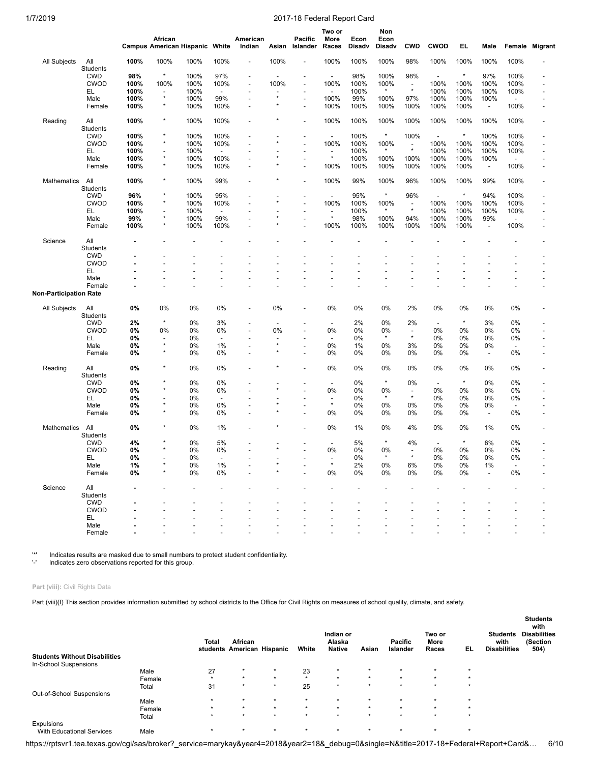| | | Campus | African American | Hispanic | White | American Indian | Asian | Pacific Islander | Two or More Races | Econ Disadv | Non Econ Disadv | CWD | CWOD | EL | Male | Female | Migrant |
|---|---|---|---|---|---|---|---|---|---|---|---|---|---|---|---|---|---|
| All Subjects | All Students | **100%** | 100% | 100% | 100% | - | 100% | - | 100% | 100% | 100% | 98% | 100% | 100% | 100% | 100% | - |
| | CWD | **98%** | * | 100% | 97% | - | - | - | - | 98% | 100% | 98% | - | * | 97% | 100% | - |
| | CWOD | **100%** | 100% | 100% | 100% | - | 100% | - | 100% | 100% | 100% | - | 100% | 100% | 100% | 100% | - |
| | EL | **100%** | - | 100% | - | - | - | - | - | 100% | * | * | 100% | 100% | 100% | 100% | - |
| | Male | **100%** | * | 100% | 99% | - | * | - | 100% | 99% | 100% | 97% | 100% | 100% | 100% | - | - |
| | Female | **100%** | * | 100% | 100% | - | * | - | 100% | 100% | 100% | 100% | 100% | 100% | - | 100% | - |
| Reading | All Students | **100%** | * | 100% | 100% | - | * | - | 100% | 100% | 100% | 100% | 100% | 100% | 100% | 100% | - |
| | CWD | **100%** | * | 100% | 100% | - | - | - | - | 100% | * | 100% | - | * | 100% | 100% | - |
| | CWOD | **100%** | * | 100% | 100% | - | * | - | 100% | 100% | 100% | - | 100% | 100% | 100% | 100% | - |
| | EL | **100%** | - | 100% | - | - | - | - | - | 100% | * | * | 100% | 100% | 100% | 100% | - |
| | Male | **100%** | * | 100% | 100% | - | * | - | * | 100% | 100% | 100% | 100% | 100% | 100% | - | - |
| | Female | **100%** | * | 100% | 100% | - | * | - | 100% | 100% | 100% | 100% | 100% | 100% | - | 100% | - |
| Mathematics | All Students | **100%** | * | 100% | 99% | - | * | - | 100% | 99% | 100% | 96% | 100% | 100% | 99% | 100% | - |
| | CWD | **96%** | * | 100% | 95% | - | - | - | - | 95% | * | 96% | - | * | 94% | 100% | - |
| | CWOD | **100%** | * | 100% | 100% | - | * | - | 100% | 100% | 100% | - | 100% | 100% | 100% | 100% | - |
| | EL | **100%** | - | 100% | - | - | - | - | - | 100% | * | * | 100% | 100% | 100% | 100% | - |
| | Male | **99%** | * | 100% | 99% | - | * | - | * | 98% | 100% | 94% | 100% | 100% | 99% | - | - |
| | Female | **100%** | * | 100% | 100% | - | * | - | 100% | 100% | 100% | 100% | 100% | 100% | - | 100% | - |
| Science | All Students | **-** | - | - | - | - | - | - | - | - | - | - | - | - | - | - | - |
| | CWD | **-** | - | - | - | - | - | - | - | - | - | - | - | - | - | - | - |
| | CWOD | **-** | - | - | - | - | - | - | - | - | - | - | - | - | - | - | - |
| | EL | **-** | - | - | - | - | - | - | - | - | - | - | - | - | - | - | - |
| | Male | **-** | - | - | - | - | - | - | - | - | - | - | - | - | - | - | - |
| | Female | **-** | - | - | - | - | - | - | - | - | - | - | - | - | - | - | - |
| **Non-Participation Rate** | | | | | | | | | | | | | | | | | |
| All Subjects | All Students | **0%** | 0% | 0% | 0% | - | 0% | - | 0% | 0% | 0% | 2% | 0% | 0% | 0% | 0% | - |
| | CWD | **2%** | * | 0% | 3% | - | - | - | - | 2% | 0% | 2% | - | * | 3% | 0% | - |
| | CWOD | **0%** | 0% | 0% | 0% | - | 0% | - | 0% | 0% | 0% | - | 0% | 0% | 0% | 0% | - |
| | EL | **0%** | - | 0% | - | - | - | - | - | 0% | * | * | 0% | 0% | 0% | 0% | - |
| | Male | **0%** | * | 0% | 1% | - | * | - | 0% | 1% | 0% | 3% | 0% | 0% | 0% | - | - |
| | Female | **0%** | * | 0% | 0% | - | * | - | 0% | 0% | 0% | 0% | 0% | 0% | - | 0% | - |
| Reading | All Students | **0%** | * | 0% | 0% | - | * | - | 0% | 0% | 0% | 0% | 0% | 0% | 0% | 0% | - |
| | CWD | **0%** | * | 0% | 0% | - | - | - | - | 0% | * | 0% | - | * | 0% | 0% | - |
| | CWOD | **0%** | * | 0% | 0% | - | * | - | 0% | 0% | 0% | - | 0% | 0% | 0% | 0% | - |
| | EL | **0%** | - | 0% | - | - | - | - | - | 0% | * | * | 0% | 0% | 0% | 0% | - |
| | Male | **0%** | * | 0% | 0% | - | * | - | * | 0% | 0% | 0% | 0% | 0% | 0% | - | - |
| | Female | **0%** | * | 0% | 0% | - | * | - | 0% | 0% | 0% | 0% | 0% | 0% | - | 0% | - |
| Mathematics | All Students | **0%** | * | 0% | 1% | - | * | - | 0% | 1% | 0% | 4% | 0% | 0% | 1% | 0% | - |
| | CWD | **4%** | * | 0% | 5% | - | - | - | - | 5% | * | 4% | - | * | 6% | 0% | - |
| | CWOD | **0%** | * | 0% | 0% | - | * | - | 0% | 0% | 0% | - | 0% | 0% | 0% | 0% | - |
| | EL | **0%** | - | 0% | - | - | - | - | - | 0% | * | * | 0% | 0% | 0% | 0% | - |
| | Male | **1%** | * | 0% | 1% | - | * | - | * | 2% | 0% | 6% | 0% | 0% | 1% | - | - |
| | Female | **0%** | * | 0% | 0% | - | * | - | 0% | 0% | 0% | 0% | 0% | 0% | - | 0% | - |
| Science | All Students | **-** | - | - | - | - | - | - | - | - | - | - | - | - | - | - | - |
| | CWD | **-** | - | - | - | - | - | - | - | - | - | - | - | - | - | - | - |
| | CWOD | **-** | - | - | - | - | - | - | - | - | - | - | - | - | - | - | - |
| | EL | **-** | - | - | - | - | - | - | - | - | - | - | - | - | - | - | - |
| | Male | **-** | - | - | - | - | - | - | - | - | - | - | - | - | - | - | - |
| | Female | **-** | - | - | - | - | - | - | - | - | - | - | - | - | - | - | - |

'*' Indicates results are masked due to small numbers to protect student confidentiality.
'-' Indicates zero observations reported for this group.

**Part (viii):** Civil Rights Data

Part (viii)(I) This section provides information submitted by school districts to the Office for Civil Rights on measures of school quality, climate, and safety.

| | | Total students | African American | Hispanic | White | Indian or Alaska Native | Asian | Pacific Islander | Two or More Races | EL | Students with Disabilities | Students with Disabilities (Section 504) |
|---|---|---|---|---|---|---|---|---|---|---|---|---|
| **Students Without Disabilities** | | | | | | | | | | | | |
| In-School Suspensions | | | | | | | | | | | | |
| | Male | 27 | * | * | 23 | * | * | * | * | * | | |
| | Female | * | * | * | * | * | * | * | * | * | | |
| | Total | 31 | * | * | 25 | * | * | * | * | * | | |
| Out-of-School Suspensions | | | | | | | | | | | | |
| | Male | * | * | * | * | * | * | * | * | * | | |
| | Female | * | * | * | * | * | * | * | * | * | | |
| | Total | * | * | * | * | * | * | * | * | * | | |
| Expulsions | | | | | | | | | | | | |
| With Educational Services | Male | * | * | * | * | * | * | * | * | * | | |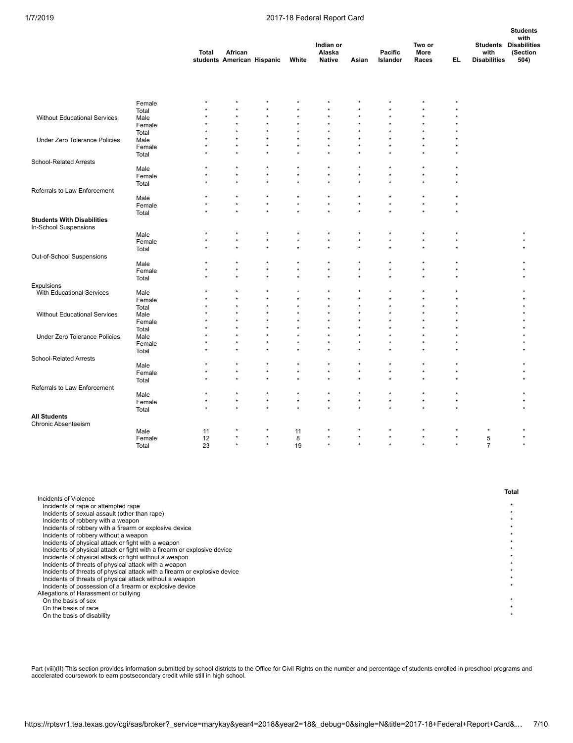| | | Total students | African American | Hispanic | White | Indian or Alaska Native | Asian | Pacific Islander | Two or More Races | EL | Students with Disabilities | Students with Disabilities (Section 504) |
|---|---|---|---|---|---|---|---|---|---|---|---|---|
| | Female | * | * | * | * | * | * | * | * | * | | |
| | Total | * | * | * | * | * | * | * | * | * | | |
| Without Educational Services | Male | * | * | * | * | * | * | * | * | * | | |
| | Female | * | * | * | * | * | * | * | * | * | | |
| | Total | * | * | * | * | * | * | * | * | * | | |
| Under Zero Tolerance Policies | Male | * | * | * | * | * | * | * | * | * | | |
| | Female | * | * | * | * | * | * | * | * | * | | |
| | Total | * | * | * | * | * | * | * | * | * | | |
| School-Related Arrests | | | | | | | | | | | | |
| | Male | * | * | * | * | * | * | * | * | * | | |
| | Female | * | * | * | * | * | * | * | * | * | | |
| | Total | * | * | * | * | * | * | * | * | * | | |
| Referrals to Law Enforcement | | | | | | | | | | | | |
| | Male | * | * | * | * | * | * | * | * | * | | |
| | Female | * | * | * | * | * | * | * | * | * | | |
| | Total | * | * | * | * | * | * | * | * | * | | |
| **Students With Disabilities** | | | | | | | | | | | | |
| In-School Suspensions | | | | | | | | | | | | |
| | Male | * | * | * | * | * | * | * | * | * | | * |
| | Female | * | * | * | * | * | * | * | * | * | | * |
| | Total | * | * | * | * | * | * | * | * | * | | * |
| Out-of-School Suspensions | | | | | | | | | | | | |
| | Male | * | * | * | * | * | * | * | * | * | | * |
| | Female | * | * | * | * | * | * | * | * | * | | * |
| | Total | * | * | * | * | * | * | * | * | * | | * |
| Expulsions | | | | | | | | | | | | |
| With Educational Services | Male | * | * | * | * | * | * | * | * | * | | * |
| | Female | * | * | * | * | * | * | * | * | * | | * |
| | Total | * | * | * | * | * | * | * | * | * | | * |
| Without Educational Services | Male | * | * | * | * | * | * | * | * | * | | * |
| | Female | * | * | * | * | * | * | * | * | * | | * |
| | Total | * | * | * | * | * | * | * | * | * | | * |
| Under Zero Tolerance Policies | Male | * | * | * | * | * | * | * | * | * | | * |
| | Female | * | * | * | * | * | * | * | * | * | | * |
| | Total | * | * | * | * | * | * | * | * | * | | * |
| School-Related Arrests | | | | | | | | | | | | |
| | Male | * | * | * | * | * | * | * | * | * | | * |
| | Female | * | * | * | * | * | * | * | * | * | | * |
| | Total | * | * | * | * | * | * | * | * | * | | * |
| Referrals to Law Enforcement | | | | | | | | | | | | |
| | Male | * | * | * | * | * | * | * | * | * | | * |
| | Female | * | * | * | * | * | * | * | * | * | | * |
| | Total | * | * | * | * | * | * | * | * | * | | * |
| **All Students** | | | | | | | | | | | | |
| Chronic Absenteeism | | | | | | | | | | | | |
| | Male | 11 | * | * | 11 | * | * | * | * | * | * | * |
| | Female | 12 | * | * | 8 | * | * | * | * | * | 5 | * |
| | Total | 23 | * | * | 19 | * | * | * | * | * | 7 | * |

| | Total |
|---|---|
| Incidents of Violence | |
| Incidents of rape or attempted rape | * |
| Incidents of sexual assault (other than rape) | * |
| Incidents of robbery with a weapon | * |
| Incidents of robbery with a firearm or explosive device | * |
| Incidents of robbery without a weapon | * |
| Incidents of physical attack or fight with a weapon | * |
| Incidents of physical attack or fight with a firearm or explosive device | * |
| Incidents of physical attack or fight without a weapon | * |
| Incidents of threats of physical attack with a weapon | * |
| Incidents of threats of physical attack with a firearm or explosive device | * |
| Incidents of threats of physical attack without a weapon | * |
| Incidents of possession of a firearm or explosive device | * |
| Allegations of Harassment or bullying | |
| On the basis of sex | * |
| On the basis of race | * |
| On the basis of disability | * |

Part (viii)(II) This section provides information submitted by school districts to the Office for Civil Rights on the number and percentage of students enrolled in preschool programs and accelerated coursework to earn postsecondary credit while still in high school.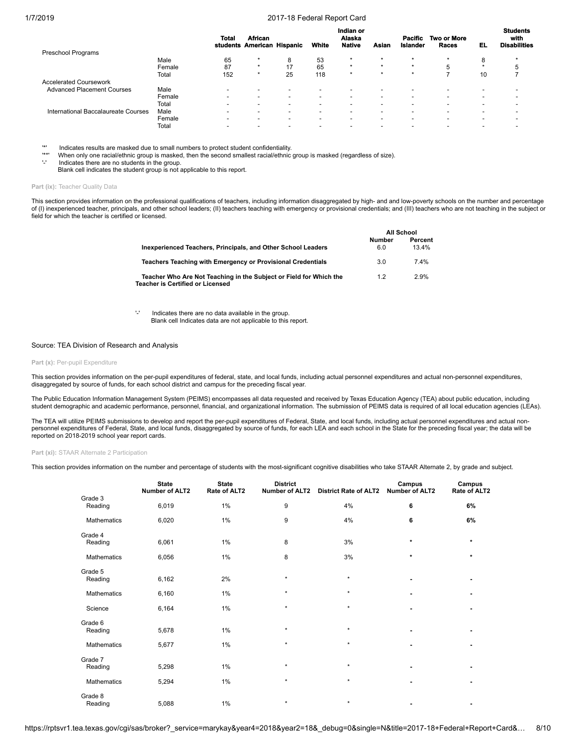| | | Total students | African American | Hispanic | White | Indian or Alaska Native | Asian | Pacific Islander | Two or More Races | EL | Students with Disabilities |
|---|---|---|---|---|---|---|---|---|---|---|---|
| Preschool Programs | | | | | | | | | | | |
| | Male | 65 | * | 8 | 53 | * | * | * | * | 8 | * |
| | Female | 87 | * | 17 | 65 | * | * | * | 5 | * | 5 |
| | Total | 152 | * | 25 | 118 | * | * | * | 7 | 10 | 7 |
| Accelerated Coursework | | | | | | | | | | | |
| Advanced Placement Courses | Male | - | - | - | - | - | - | - | - | - | - |
| | Female | - | - | - | - | - | - | - | - | - | - |
| | Total | - | - | - | - | - | - | - | - | - | - |
| International Baccalaureate Courses | Male | - | - | - | - | - | - | - | - | - | - |
| | Female | - | - | - | - | - | - | - | - | - | - |
| | Total | - | - | - | - | - | - | - | - | - | - |

'*' Indicates results are masked due to small numbers to protect student confidentiality.
'**' When only one racial/ethnic group is masked, then the second smallest racial/ethnic group is masked (regardless of size).
'-' Indicates there are no students in the group.
Blank cell indicates the student group is not applicable to this report.

#### Part (ix): Teacher Quality Data

This section provides information on the professional qualifications of teachers, including information disaggregated by high- and and low-poverty schools on the number and percentage of (I) inexperienced teacher, principals, and other school leaders; (II) teachers teaching with emergency or provisional credentials; and (III) teachers who are not teaching in the subject or field for which the teacher is certified or licensed.

| | All School | |
|---|---|---|
| | Number | Percent |
| **Inexperienced Teachers, Principals, and Other School Leaders** | 6.0 | 13.4% |
| **Teachers Teaching with Emergency or Provisional Credentials** | 3.0 | 7.4% |
| **Teacher Who Are Not Teaching in the Subject or Field for Which the Teacher is Certified or Licensed** | 1.2 | 2.9% |

'-' Indicates there are no data available in the group.
Blank cell Indicates data are not applicable to this report.

Source: TEA Division of Research and Analysis

#### Part (x): Per-pupil Expenditure

This section provides information on the per-pupil expenditures of federal, state, and local funds, including actual personnel expenditures and actual non-personnel expenditures, disaggregated by source of funds, for each school district and campus for the preceding fiscal year.

The Public Education Information Management System (PEIMS) encompasses all data requested and received by Texas Education Agency (TEA) about public education, including student demographic and academic performance, personnel, financial, and organizational information. The submission of PEIMS data is required of all local education agencies (LEAs).

The TEA will utilize PEIMS submissions to develop and report the per-pupil expenditures of Federal, State, and local funds, including actual personnel expenditures and actual non-personnel expenditures of Federal, State, and local funds, disaggregated by source of funds, for each LEA and each school in the State for the preceding fiscal year; the data will be reported on 2018-2019 school year report cards.

#### Part (xi): STAAR Alternate 2 Participation

This section provides information on the number and percentage of students with the most-significant cognitive disabilities who take STAAR Alternate 2, by grade and subject.

| | State Number of ALT2 | State Rate of ALT2 | District Number of ALT2 | District Rate of ALT2 | Campus Number of ALT2 | Campus Rate of ALT2 |
|---|---|---|---|---|---|---|
| Grade 3 | | | | | | |
| Reading | 6,019 | 1% | 9 | 4% | **6** | **6%** |
| Mathematics | 6,020 | 1% | 9 | 4% | **6** | **6%** |
| Grade 4 | | | | | | |
| Reading | 6,061 | 1% | 8 | 3% | * | * |
| Mathematics | 6,056 | 1% | 8 | 3% | * | * |
| Grade 5 | | | | | | |
| Reading | 6,162 | 2% | * | * | - | - |
| Mathematics | 6,160 | 1% | * | * | - | - |
| Science | 6,164 | 1% | * | * | - | - |
| Grade 6 | | | | | | |
| Reading | 5,678 | 1% | * | * | - | - |
| Mathematics | 5,677 | 1% | * | * | - | - |
| Grade 7 | | | | | | |
| Reading | 5,298 | 1% | * | * | - | - |
| Mathematics | 5,294 | 1% | * | * | - | - |
| Grade 8 | | | | | | |
| Reading | 5,088 | 1% | * | * | - | - |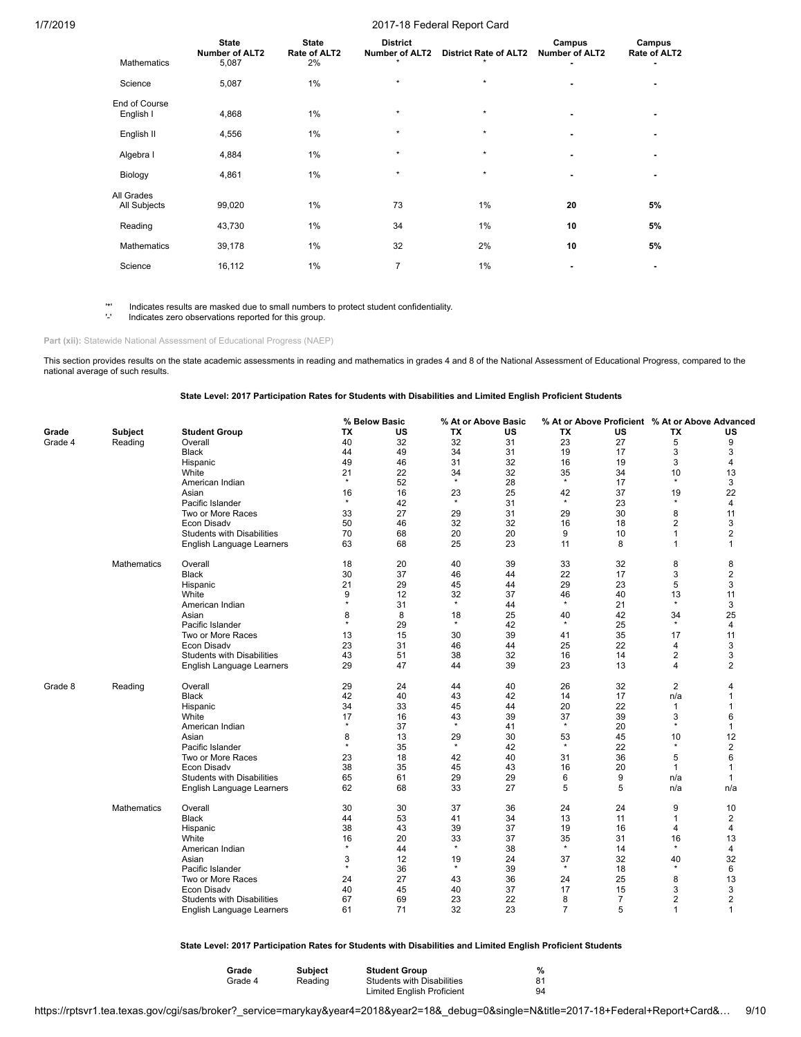| | State Number of ALT2 | State Rate of ALT2 | District Number of ALT2 | District Rate of ALT2 | Campus Number of ALT2 | Campus Rate of ALT2 |
|---|---|---|---|---|---|---|
| Mathematics | 5,087 | 2% | * | * | - | - |
| Science | 5,087 | 1% | * | * | - | - |
| End of Course | | | | | | |
| English I | 4,868 | 1% | * | * | - | - |
| English II | 4,556 | 1% | * | * | - | - |
| Algebra I | 4,884 | 1% | * | * | - | - |
| Biology | 4,861 | 1% | * | * | - | - |
| All Grades | | | | | | |
| All Subjects | 99,020 | 1% | 73 | 1% | **20** | **5%** |
| Reading | 43,730 | 1% | 34 | 1% | **10** | **5%** |
| Mathematics | 39,178 | 1% | 32 | 2% | **10** | **5%** |
| Science | 16,112 | 1% | 7 | 1% | - | - |

'*' Indicates results are masked due to small numbers to protect student confidentiality.
'-' Indicates zero observations reported for this group.

**Part (xii):** Statewide National Assessment of Educational Progress (NAEP)

This section provides results on the state academic assessments in reading and mathematics in grades 4 and 8 of the National Assessment of Educational Progress, compared to the national average of such results.

### State Level: 2017 Participation Rates for Students with Disabilities and Limited English Proficient Students

| | | | % Below Basic | | % At or Above Basic | | % At or Above Proficient | | % At or Above Advanced | |
|---|---|---|---|---|---|---|---|---|---|---|
| **Grade** | **Subject** | **Student Group** | **TX** | **US** | **TX** | **US** | **TX** | **US** | **TX** | **US** |
| Grade 4 | Reading | Overall | 40 | 32 | 32 | 31 | 23 | 27 | 5 | 9 |
| | | Black | 44 | 49 | 34 | 31 | 19 | 17 | 3 | 3 |
| | | Hispanic | 49 | 46 | 31 | 32 | 16 | 19 | 3 | 4 |
| | | White | 21 | 22 | 34 | 32 | 35 | 34 | 10 | 13 |
| | | American Indian | * | 52 | * | 28 | * | 17 | * | 3 |
| | | Asian | 16 | 16 | 23 | 25 | 42 | 37 | 19 | 22 |
| | | Pacific Islander | * | 42 | * | 31 | * | 23 | * | 4 |
| | | Two or More Races | 33 | 27 | 29 | 31 | 29 | 30 | 8 | 11 |
| | | Econ Disadv | 50 | 46 | 32 | 32 | 16 | 18 | 2 | 3 |
| | | Students with Disabilities | 70 | 68 | 20 | 20 | 9 | 10 | 1 | 2 |
| | | English Language Learners | 63 | 68 | 25 | 23 | 11 | 8 | 1 | 1 |
| | Mathematics | Overall | 18 | 20 | 40 | 39 | 33 | 32 | 8 | 8 |
| | | Black | 30 | 37 | 46 | 44 | 22 | 17 | 3 | 2 |
| | | Hispanic | 21 | 29 | 45 | 44 | 29 | 23 | 5 | 3 |
| | | White | 9 | 12 | 32 | 37 | 46 | 40 | 13 | 11 |
| | | American Indian | * | 31 | * | 44 | * | 21 | * | 3 |
| | | Asian | 8 | 8 | 18 | 25 | 40 | 42 | 34 | 25 |
| | | Pacific Islander | * | 29 | * | 42 | * | 25 | * | 4 |
| | | Two or More Races | 13 | 15 | 30 | 39 | 41 | 35 | 17 | 11 |
| | | Econ Disadv | 23 | 31 | 46 | 44 | 25 | 22 | 4 | 3 |
| | | Students with Disabilities | 43 | 51 | 38 | 32 | 16 | 14 | 2 | 3 |
| | | English Language Learners | 29 | 47 | 44 | 39 | 23 | 13 | 4 | 2 |
| Grade 8 | Reading | Overall | 29 | 24 | 44 | 40 | 26 | 32 | 2 | 4 |
| | | Black | 42 | 40 | 43 | 42 | 14 | 17 | n/a | 1 |
| | | Hispanic | 34 | 33 | 45 | 44 | 20 | 22 | 1 | 1 |
| | | White | 17 | 16 | 43 | 39 | 37 | 39 | 3 | 6 |
| | | American Indian | * | 37 | * | 41 | * | 20 | * | 1 |
| | | Asian | 8 | 13 | 29 | 30 | 53 | 45 | 10 | 12 |
| | | Pacific Islander | * | 35 | * | 42 | * | 22 | * | 2 |
| | | Two or More Races | 23 | 18 | 42 | 40 | 31 | 36 | 5 | 6 |
| | | Econ Disadv | 38 | 35 | 45 | 43 | 16 | 20 | 1 | 1 |
| | | Students with Disabilities | 65 | 61 | 29 | 29 | 6 | 9 | n/a | 1 |
| | | English Language Learners | 62 | 68 | 33 | 27 | 5 | 5 | n/a | n/a |
| | Mathematics | Overall | 30 | 30 | 37 | 36 | 24 | 24 | 9 | 10 |
| | | Black | 44 | 53 | 41 | 34 | 13 | 11 | 1 | 2 |
| | | Hispanic | 38 | 43 | 39 | 37 | 19 | 16 | 4 | 4 |
| | | White | 16 | 20 | 33 | 37 | 35 | 31 | 16 | 13 |
| | | American Indian | * | 44 | * | 38 | * | 14 | * | 4 |
| | | Asian | 3 | 12 | 19 | 24 | 37 | 32 | 40 | 32 |
| | | Pacific Islander | * | 36 | * | 39 | * | 18 | * | 6 |
| | | Two or More Races | 24 | 27 | 43 | 36 | 24 | 25 | 8 | 13 |
| | | Econ Disadv | 40 | 45 | 40 | 37 | 17 | 15 | 3 | 3 |
| | | Students with Disabilities | 67 | 69 | 23 | 22 | 8 | 7 | 2 | 2 |
| | | English Language Learners | 61 | 71 | 32 | 23 | 7 | 5 | 1 | 1 |

### State Level: 2017 Participation Rates for Students with Disabilities and Limited English Proficient Students

| Grade | Subject | Student Group | % |
|---|---|---|---|
| Grade 4 | Reading | Students with Disabilities | 81 |
| | | Limited English Proficient | 94 |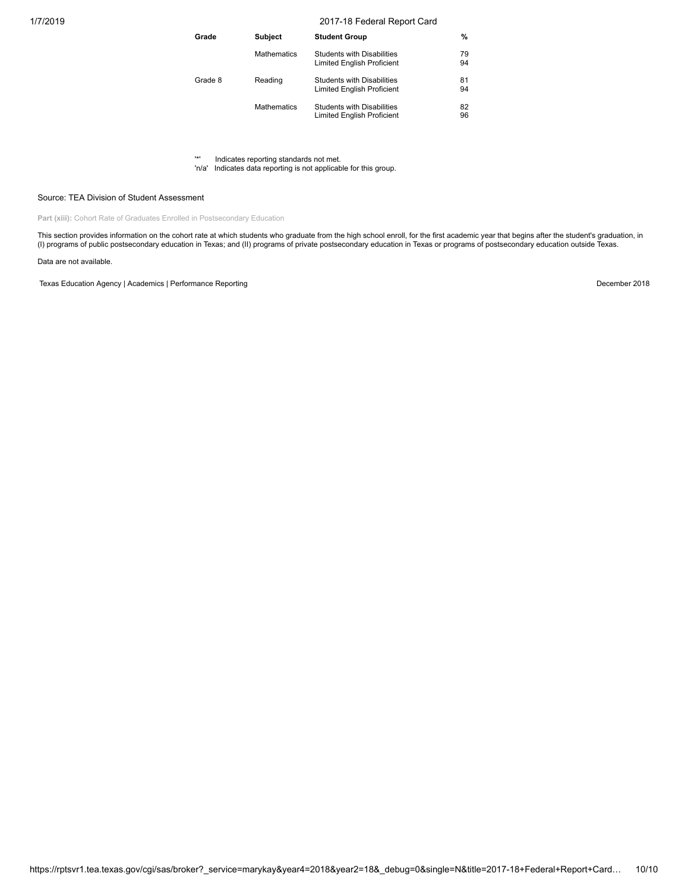| Grade | Subject | Student Group | % |
|---|---|---|---|
| | Mathematics | Students with Disabilities | 79 |
| | | Limited English Proficient | 94 |
| Grade 8 | Reading | Students with Disabilities | 81 |
| | | Limited English Proficient | 94 |
| | Mathematics | Students with Disabilities | 82 |
| | | Limited English Proficient | 96 |

'*' Indicates reporting standards not met.
'n/a' Indicates data reporting is not applicable for this group.

Source: TEA Division of Student Assessment

**Part (xiii):** Cohort Rate of Graduates Enrolled in Postsecondary Education

This section provides information on the cohort rate at which students who graduate from the high school enroll, for the first academic year that begins after the student's graduation, in (I) programs of public postsecondary education in Texas; and (II) programs of private postsecondary education in Texas or programs of postsecondary education outside Texas.

Data are not available.

Texas Education Agency | Academics | Performance Reporting

December 2018